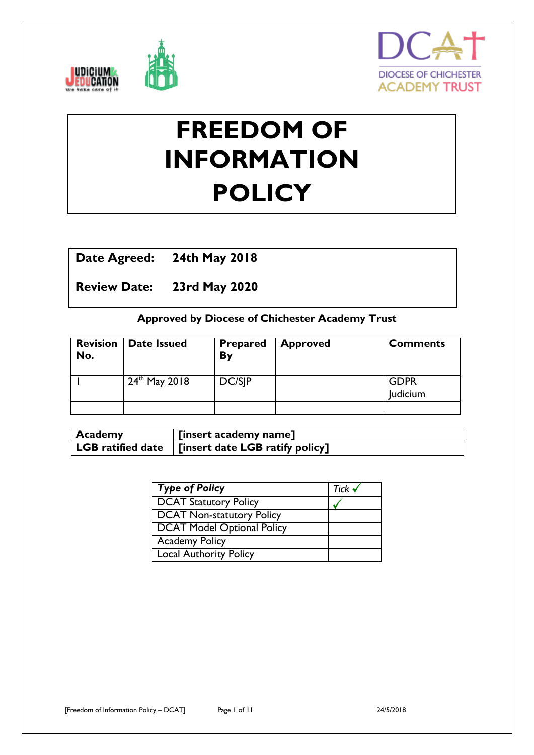# FREEDOM OF INFORMATION POLICY

**Date Agreed:** **24th May 2018**

**Review Date:** **23rd May 2020**

**Approved by Diocese of Chichester Academy Trust**

| Revision No. | Date Issued | Prepared By | Approved | Comments |
|---|---|---|---|---|
| 1 | 24th May 2018 | DC/SJP | | GDPR Judicium |
| | | | | |

| **Academy** | **[insert academy name]** |
|---|---|
| **LGB ratified date** | **[insert date LGB ratify policy]** |

| *Type of Policy* | *Tick* ✓ |
|---|---|
| DCAT Statutory Policy | ✓ |
| DCAT Non-statutory Policy | |
| DCAT Model Optional Policy | |
| Academy Policy | |
| Local Authority Policy | |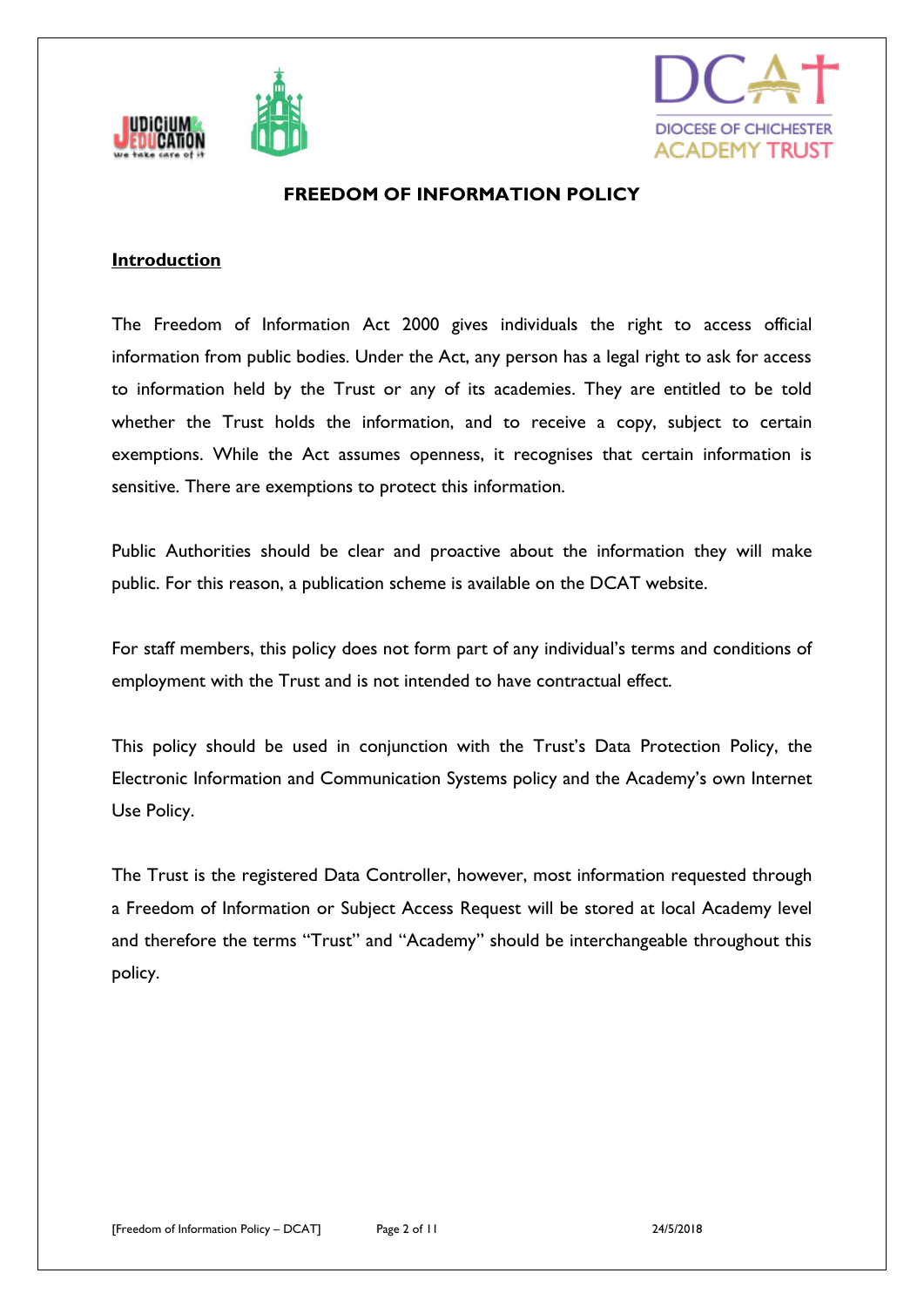**FREEDOM OF INFORMATION POLICY**

## Introduction

The Freedom of Information Act 2000 gives individuals the right to access official information from public bodies. Under the Act, any person has a legal right to ask for access to information held by the Trust or any of its academies. They are entitled to be told whether the Trust holds the information, and to receive a copy, subject to certain exemptions. While the Act assumes openness, it recognises that certain information is sensitive. There are exemptions to protect this information.

Public Authorities should be clear and proactive about the information they will make public. For this reason, a publication scheme is available on the DCAT website.

For staff members, this policy does not form part of any individual's terms and conditions of employment with the Trust and is not intended to have contractual effect.

This policy should be used in conjunction with the Trust's Data Protection Policy, the Electronic Information and Communication Systems policy and the Academy's own Internet Use Policy.

The Trust is the registered Data Controller, however, most information requested through a Freedom of Information or Subject Access Request will be stored at local Academy level and therefore the terms "Trust" and "Academy" should be interchangeable throughout this policy.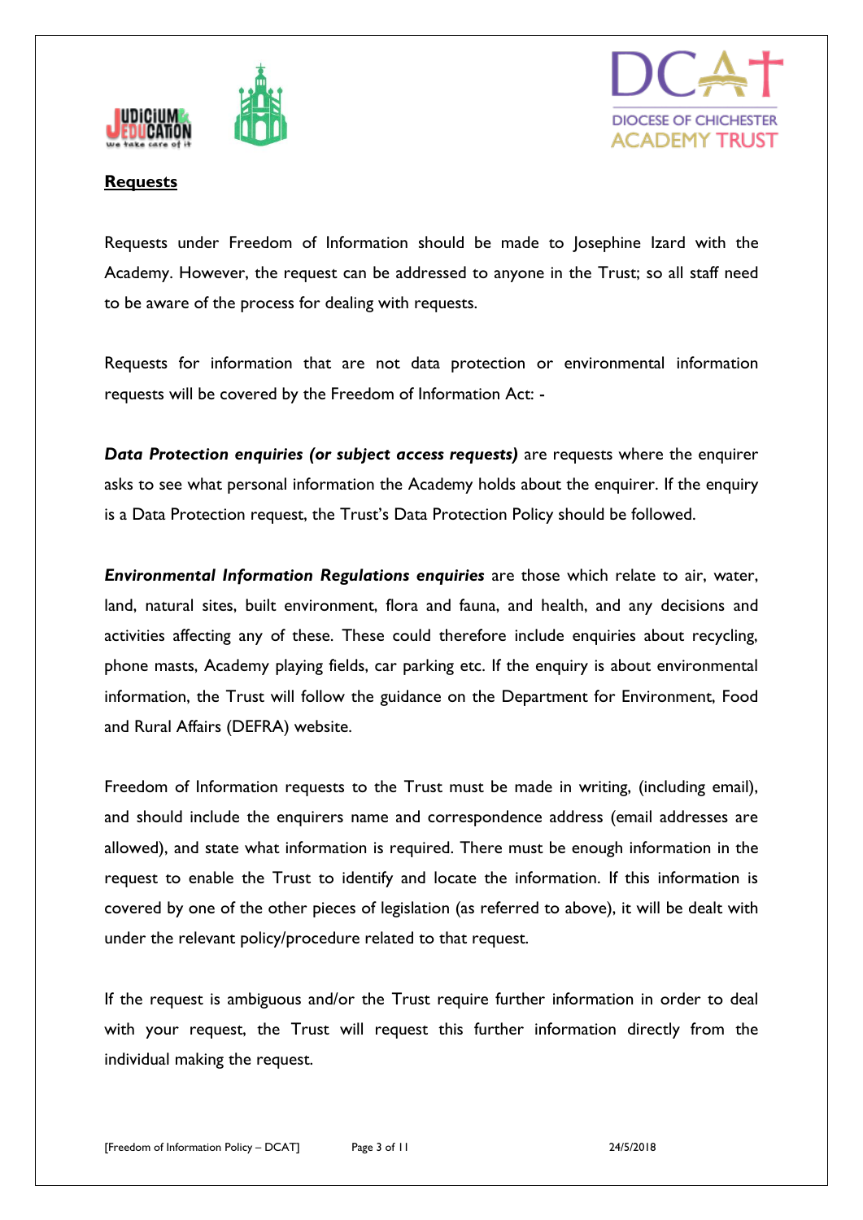**Requests**

Requests under Freedom of Information should be made to Josephine Izard with the Academy. However, the request can be addressed to anyone in the Trust; so all staff need to be aware of the process for dealing with requests.

Requests for information that are not data protection or environmental information requests will be covered by the Freedom of Information Act: -

***Data Protection enquiries (or subject access requests)*** are requests where the enquirer asks to see what personal information the Academy holds about the enquirer. If the enquiry is a Data Protection request, the Trust's Data Protection Policy should be followed.

***Environmental Information Regulations enquiries*** are those which relate to air, water, land, natural sites, built environment, flora and fauna, and health, and any decisions and activities affecting any of these. These could therefore include enquiries about recycling, phone masts, Academy playing fields, car parking etc. If the enquiry is about environmental information, the Trust will follow the guidance on the Department for Environment, Food and Rural Affairs (DEFRA) website.

Freedom of Information requests to the Trust must be made in writing, (including email), and should include the enquirers name and correspondence address (email addresses are allowed), and state what information is required. There must be enough information in the request to enable the Trust to identify and locate the information. If this information is covered by one of the other pieces of legislation (as referred to above), it will be dealt with under the relevant policy/procedure related to that request.

If the request is ambiguous and/or the Trust require further information in order to deal with your request, the Trust will request this further information directly from the individual making the request.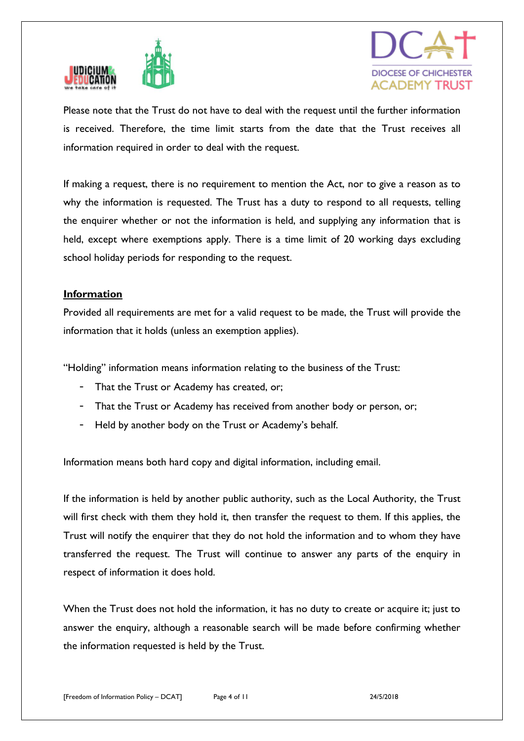Please note that the Trust do not have to deal with the request until the further information is received. Therefore, the time limit starts from the date that the Trust receives all information required in order to deal with the request.

If making a request, there is no requirement to mention the Act, nor to give a reason as to why the information is requested. The Trust has a duty to respond to all requests, telling the enquirer whether or not the information is held, and supplying any information that is held, except where exemptions apply. There is a time limit of 20 working days excluding school holiday periods for responding to the request.

**Information**

Provided all requirements are met for a valid request to be made, the Trust will provide the information that it holds (unless an exemption applies).

"Holding" information means information relating to the business of the Trust:

- That the Trust or Academy has created, or;
- That the Trust or Academy has received from another body or person, or;
- Held by another body on the Trust or Academy's behalf.

Information means both hard copy and digital information, including email.

If the information is held by another public authority, such as the Local Authority, the Trust will first check with them they hold it, then transfer the request to them. If this applies, the Trust will notify the enquirer that they do not hold the information and to whom they have transferred the request. The Trust will continue to answer any parts of the enquiry in respect of information it does hold.

When the Trust does not hold the information, it has no duty to create or acquire it; just to answer the enquiry, although a reasonable search will be made before confirming whether the information requested is held by the Trust.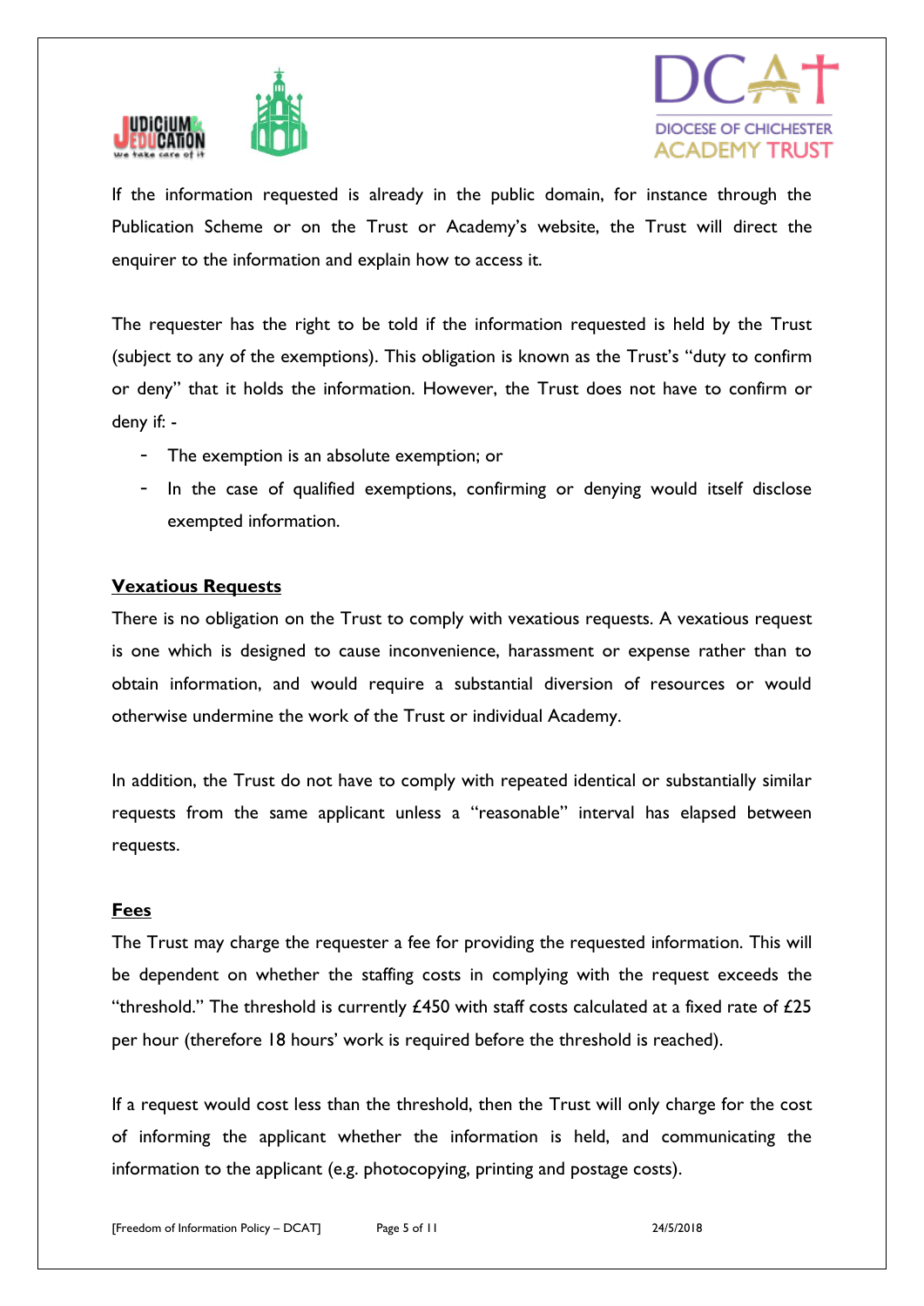If the information requested is already in the public domain, for instance through the Publication Scheme or on the Trust or Academy's website, the Trust will direct the enquirer to the information and explain how to access it.

The requester has the right to be told if the information requested is held by the Trust (subject to any of the exemptions). This obligation is known as the Trust's "duty to confirm or deny" that it holds the information. However, the Trust does not have to confirm or deny if: -

- The exemption is an absolute exemption; or
- In the case of qualified exemptions, confirming or denying would itself disclose exempted information.

## Vexatious Requests

There is no obligation on the Trust to comply with vexatious requests. A vexatious request is one which is designed to cause inconvenience, harassment or expense rather than to obtain information, and would require a substantial diversion of resources or would otherwise undermine the work of the Trust or individual Academy.

In addition, the Trust do not have to comply with repeated identical or substantially similar requests from the same applicant unless a "reasonable" interval has elapsed between requests.

## Fees

The Trust may charge the requester a fee for providing the requested information. This will be dependent on whether the staffing costs in complying with the request exceeds the "threshold." The threshold is currently £450 with staff costs calculated at a fixed rate of £25 per hour (therefore 18 hours' work is required before the threshold is reached).

If a request would cost less than the threshold, then the Trust will only charge for the cost of informing the applicant whether the information is held, and communicating the information to the applicant (e.g. photocopying, printing and postage costs).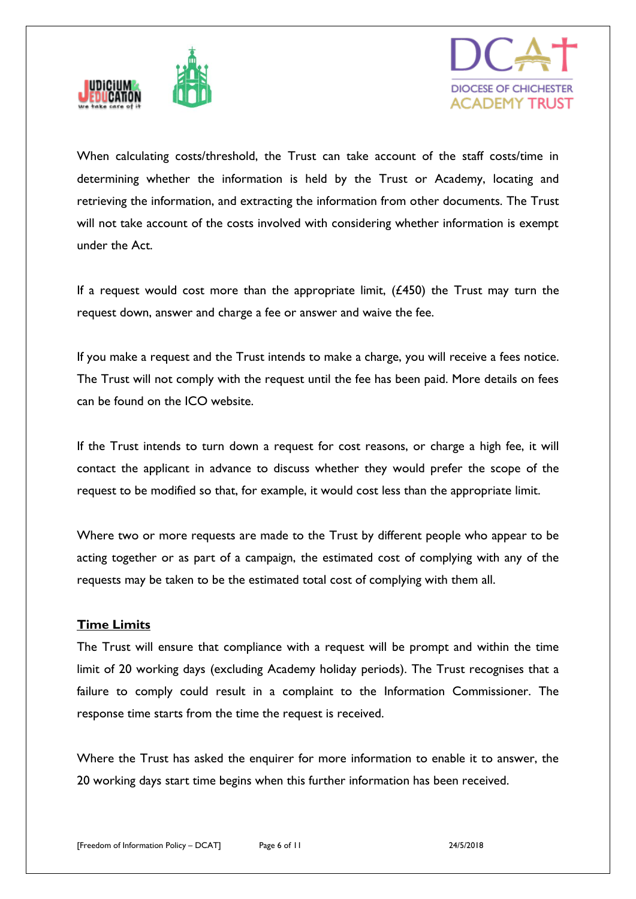When calculating costs/threshold, the Trust can take account of the staff costs/time in determining whether the information is held by the Trust or Academy, locating and retrieving the information, and extracting the information from other documents. The Trust will not take account of the costs involved with considering whether information is exempt under the Act.

If a request would cost more than the appropriate limit, (£450) the Trust may turn the request down, answer and charge a fee or answer and waive the fee.

If you make a request and the Trust intends to make a charge, you will receive a fees notice. The Trust will not comply with the request until the fee has been paid. More details on fees can be found on the ICO website.

If the Trust intends to turn down a request for cost reasons, or charge a high fee, it will contact the applicant in advance to discuss whether they would prefer the scope of the request to be modified so that, for example, it would cost less than the appropriate limit.

Where two or more requests are made to the Trust by different people who appear to be acting together or as part of a campaign, the estimated cost of complying with any of the requests may be taken to be the estimated total cost of complying with them all.

**Time Limits**

The Trust will ensure that compliance with a request will be prompt and within the time limit of 20 working days (excluding Academy holiday periods). The Trust recognises that a failure to comply could result in a complaint to the Information Commissioner. The response time starts from the time the request is received.

Where the Trust has asked the enquirer for more information to enable it to answer, the 20 working days start time begins when this further information has been received.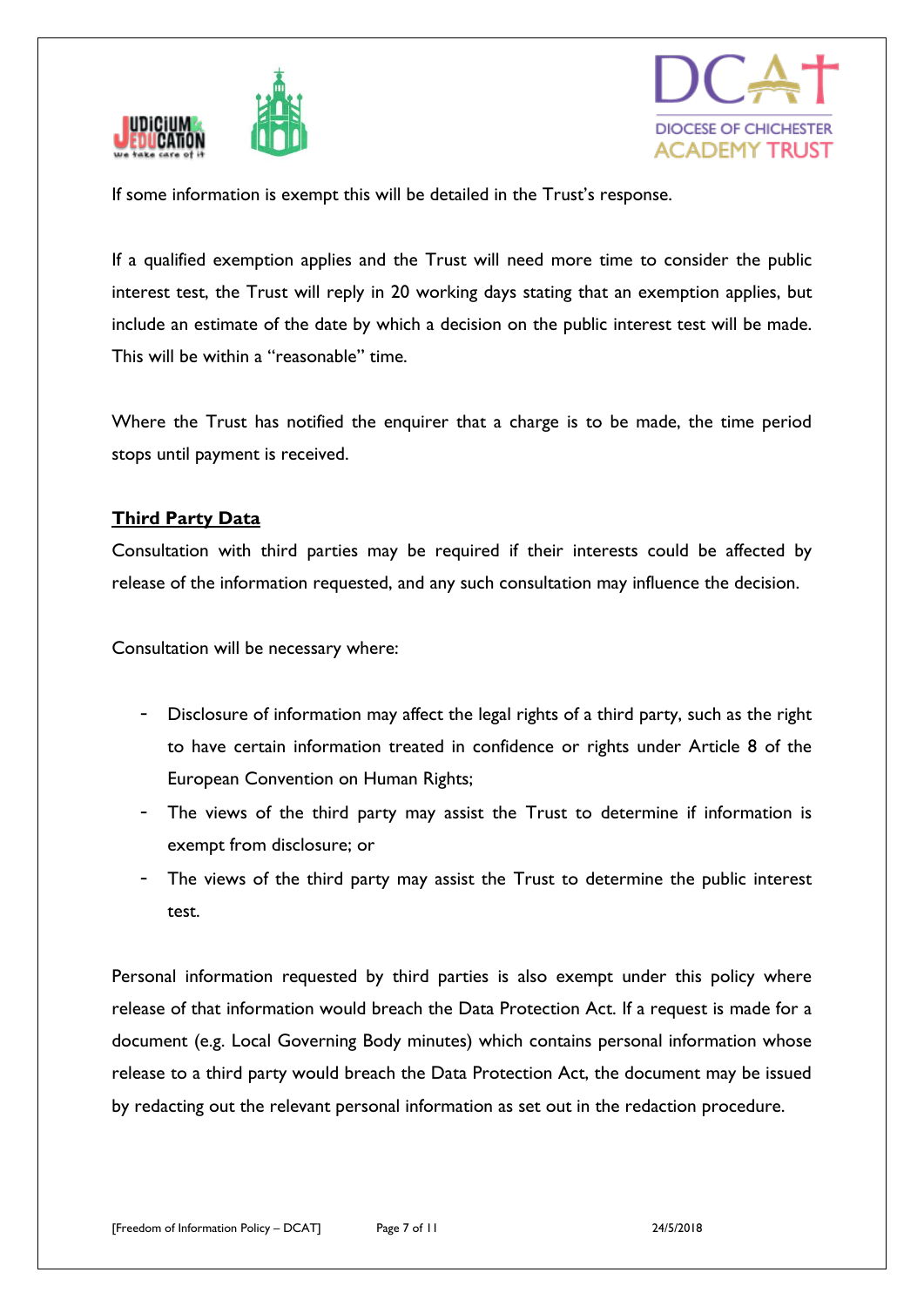If some information is exempt this will be detailed in the Trust's response.

If a qualified exemption applies and the Trust will need more time to consider the public interest test, the Trust will reply in 20 working days stating that an exemption applies, but include an estimate of the date by which a decision on the public interest test will be made. This will be within a "reasonable" time.

Where the Trust has notified the enquirer that a charge is to be made, the time period stops until payment is received.

**Third Party Data**

Consultation with third parties may be required if their interests could be affected by release of the information requested, and any such consultation may influence the decision.

Consultation will be necessary where:

- Disclosure of information may affect the legal rights of a third party, such as the right to have certain information treated in confidence or rights under Article 8 of the European Convention on Human Rights;
- The views of the third party may assist the Trust to determine if information is exempt from disclosure; or
- The views of the third party may assist the Trust to determine the public interest test.

Personal information requested by third parties is also exempt under this policy where release of that information would breach the Data Protection Act. If a request is made for a document (e.g. Local Governing Body minutes) which contains personal information whose release to a third party would breach the Data Protection Act, the document may be issued by redacting out the relevant personal information as set out in the redaction procedure.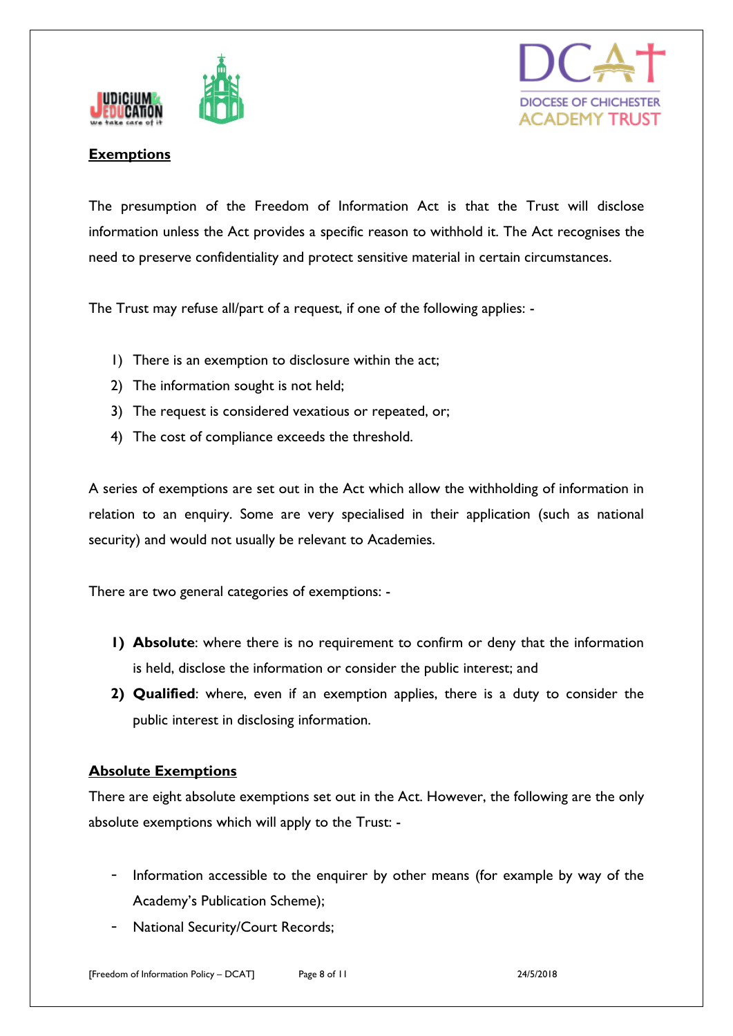## Exemptions

The presumption of the Freedom of Information Act is that the Trust will disclose information unless the Act provides a specific reason to withhold it. The Act recognises the need to preserve confidentiality and protect sensitive material in certain circumstances.

The Trust may refuse all/part of a request, if one of the following applies: -

1) There is an exemption to disclosure within the act;
2) The information sought is not held;
3) The request is considered vexatious or repeated, or;
4) The cost of compliance exceeds the threshold.

A series of exemptions are set out in the Act which allow the withholding of information in relation to an enquiry. Some are very specialised in their application (such as national security) and would not usually be relevant to Academies.

There are two general categories of exemptions: -

1) **Absolute**: where there is no requirement to confirm or deny that the information is held, disclose the information or consider the public interest; and
2) **Qualified**: where, even if an exemption applies, there is a duty to consider the public interest in disclosing information.

## Absolute Exemptions

There are eight absolute exemptions set out in the Act. However, the following are the only absolute exemptions which will apply to the Trust: -

- Information accessible to the enquirer by other means (for example by way of the Academy's Publication Scheme);
- National Security/Court Records;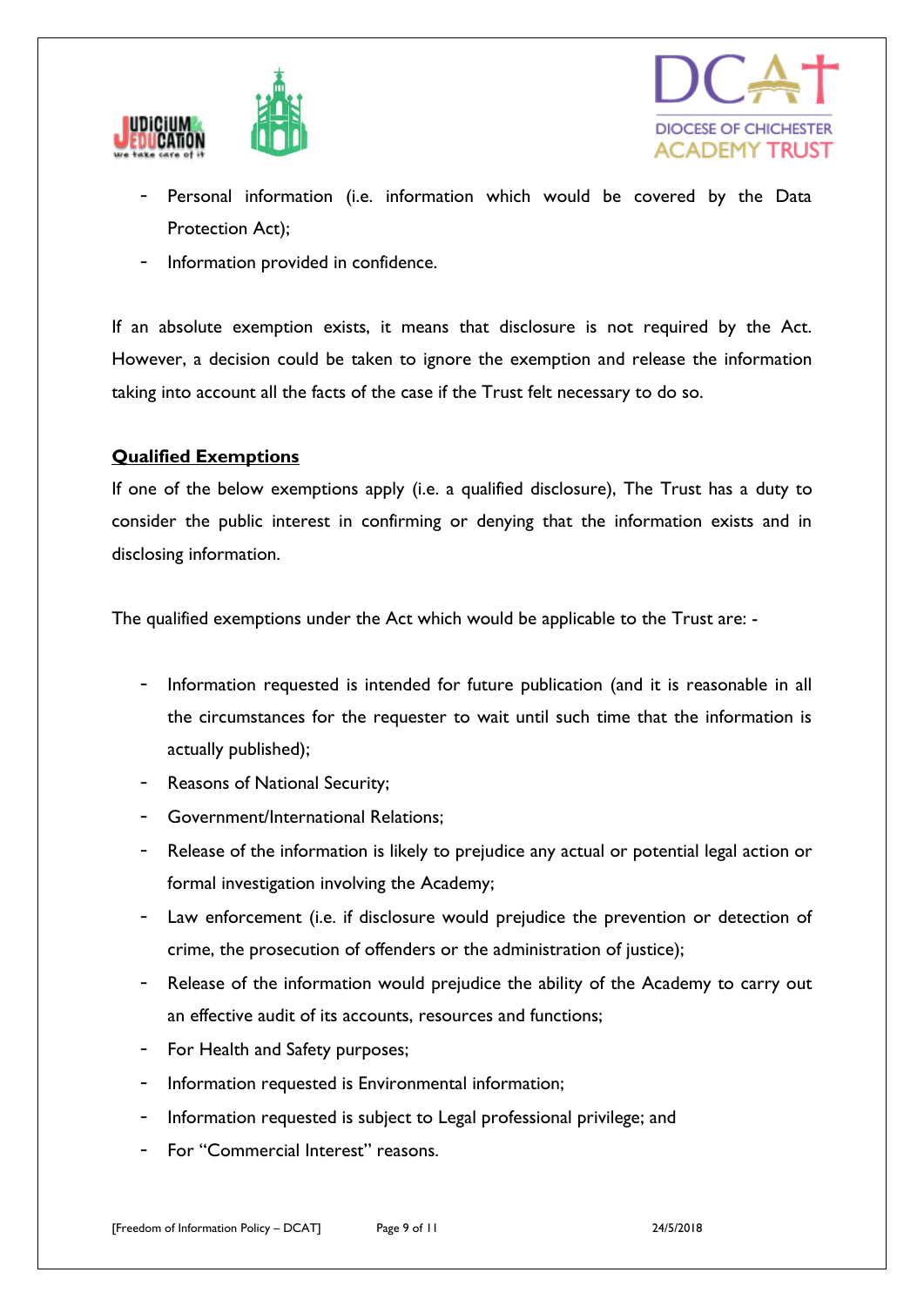- Personal information (i.e. information which would be covered by the Data Protection Act);
- Information provided in confidence.

If an absolute exemption exists, it means that disclosure is not required by the Act. However, a decision could be taken to ignore the exemption and release the information taking into account all the facts of the case if the Trust felt necessary to do so.

**Qualified Exemptions**

If one of the below exemptions apply (i.e. a qualified disclosure), The Trust has a duty to consider the public interest in confirming or denying that the information exists and in disclosing information.

The qualified exemptions under the Act which would be applicable to the Trust are: -

- Information requested is intended for future publication (and it is reasonable in all the circumstances for the requester to wait until such time that the information is actually published);
- Reasons of National Security;
- Government/International Relations;
- Release of the information is likely to prejudice any actual or potential legal action or formal investigation involving the Academy;
- Law enforcement (i.e. if disclosure would prejudice the prevention or detection of crime, the prosecution of offenders or the administration of justice);
- Release of the information would prejudice the ability of the Academy to carry out an effective audit of its accounts, resources and functions;
- For Health and Safety purposes;
- Information requested is Environmental information;
- Information requested is subject to Legal professional privilege; and
- For "Commercial Interest" reasons.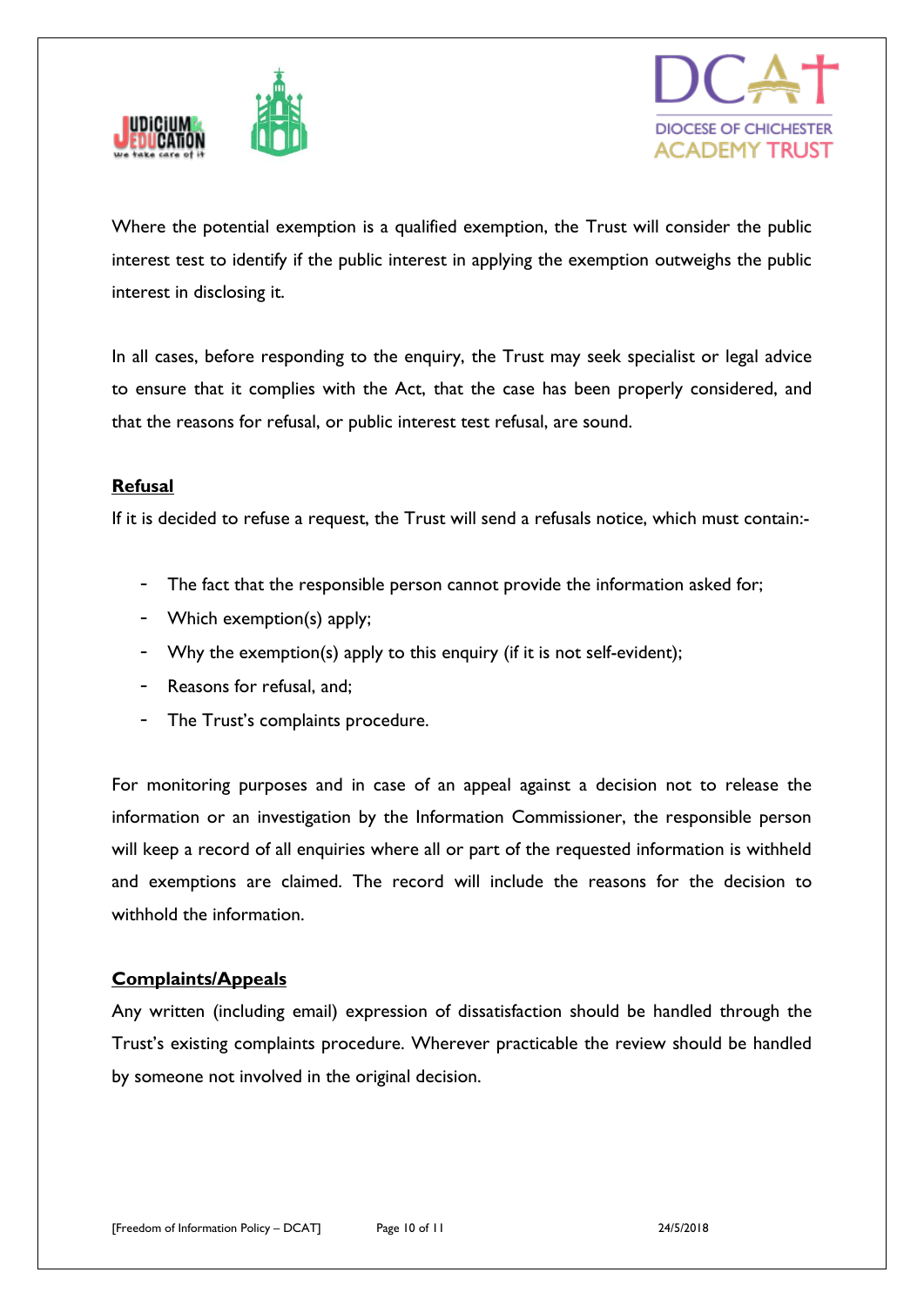Where the potential exemption is a qualified exemption, the Trust will consider the public interest test to identify if the public interest in applying the exemption outweighs the public interest in disclosing it.

In all cases, before responding to the enquiry, the Trust may seek specialist or legal advice to ensure that it complies with the Act, that the case has been properly considered, and that the reasons for refusal, or public interest test refusal, are sound.

**Refusal**

If it is decided to refuse a request, the Trust will send a refusals notice, which must contain:-

- The fact that the responsible person cannot provide the information asked for;
- Which exemption(s) apply;
- Why the exemption(s) apply to this enquiry (if it is not self-evident);
- Reasons for refusal, and;
- The Trust's complaints procedure.

For monitoring purposes and in case of an appeal against a decision not to release the information or an investigation by the Information Commissioner, the responsible person will keep a record of all enquiries where all or part of the requested information is withheld and exemptions are claimed. The record will include the reasons for the decision to withhold the information.

**Complaints/Appeals**

Any written (including email) expression of dissatisfaction should be handled through the Trust's existing complaints procedure. Wherever practicable the review should be handled by someone not involved in the original decision.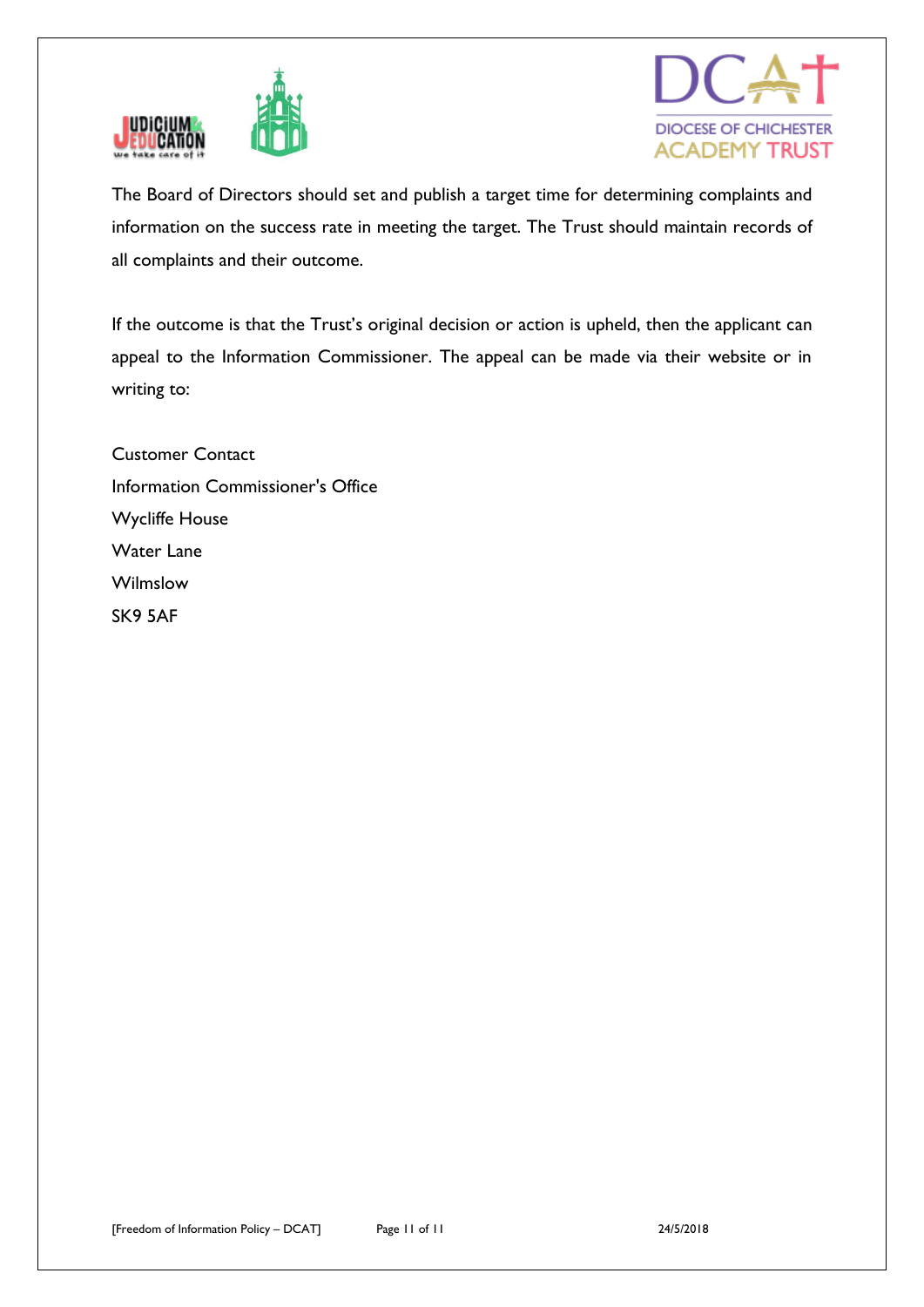The Board of Directors should set and publish a target time for determining complaints and information on the success rate in meeting the target. The Trust should maintain records of all complaints and their outcome.

If the outcome is that the Trust's original decision or action is upheld, then the applicant can appeal to the Information Commissioner. The appeal can be made via their website or in writing to:

Customer Contact  
Information Commissioner's Office  
Wycliffe House  
Water Lane  
Wilmslow  
SK9 5AF